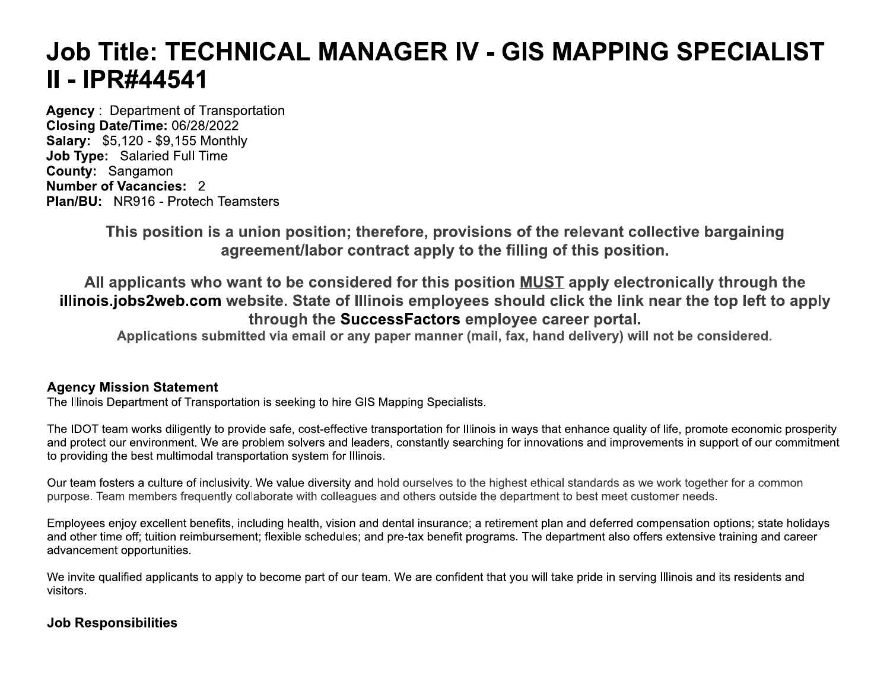# Job Title: TECHNICAL MANAGER IV - GIS MAPPING SPECIALIST II - IPR#44541

**Agency** : Department of Transportation
**Closing Date/Time:** 06/28/2022
**Salary:** $5,120 - $9,155 Monthly
**Job Type:** Salaried Full Time
**County:** Sangamon
**Number of Vacancies:** 2
**Plan/BU:** NR916 - Protech Teamsters

**This position is a union position; therefore, provisions of the relevant collective bargaining agreement/labor contract apply to the filling of this position.**

**All applicants who want to be considered for this position MUST apply electronically through the illinois.jobs2web.com website. State of Illinois employees should click the link near the top left to apply through the SuccessFactors employee career portal.**

**Applications submitted via email or any paper manner (mail, fax, hand delivery) will not be considered.**

**Agency Mission Statement**

The Illinois Department of Transportation is seeking to hire GIS Mapping Specialists.

The IDOT team works diligently to provide safe, cost-effective transportation for Illinois in ways that enhance quality of life, promote economic prosperity and protect our environment. We are problem solvers and leaders, constantly searching for innovations and improvements in support of our commitment to providing the best multimodal transportation system for Illinois.

Our team fosters a culture of inclusivity. We value diversity and hold ourselves to the highest ethical standards as we work together for a common purpose. Team members frequently collaborate with colleagues and others outside the department to best meet customer needs.

Employees enjoy excellent benefits, including health, vision and dental insurance; a retirement plan and deferred compensation options; state holidays and other time off; tuition reimbursement; flexible schedules; and pre-tax benefit programs. The department also offers extensive training and career advancement opportunities.

We invite qualified applicants to apply to become part of our team. We are confident that you will take pride in serving Illinois and its residents and visitors.

**Job Responsibilities**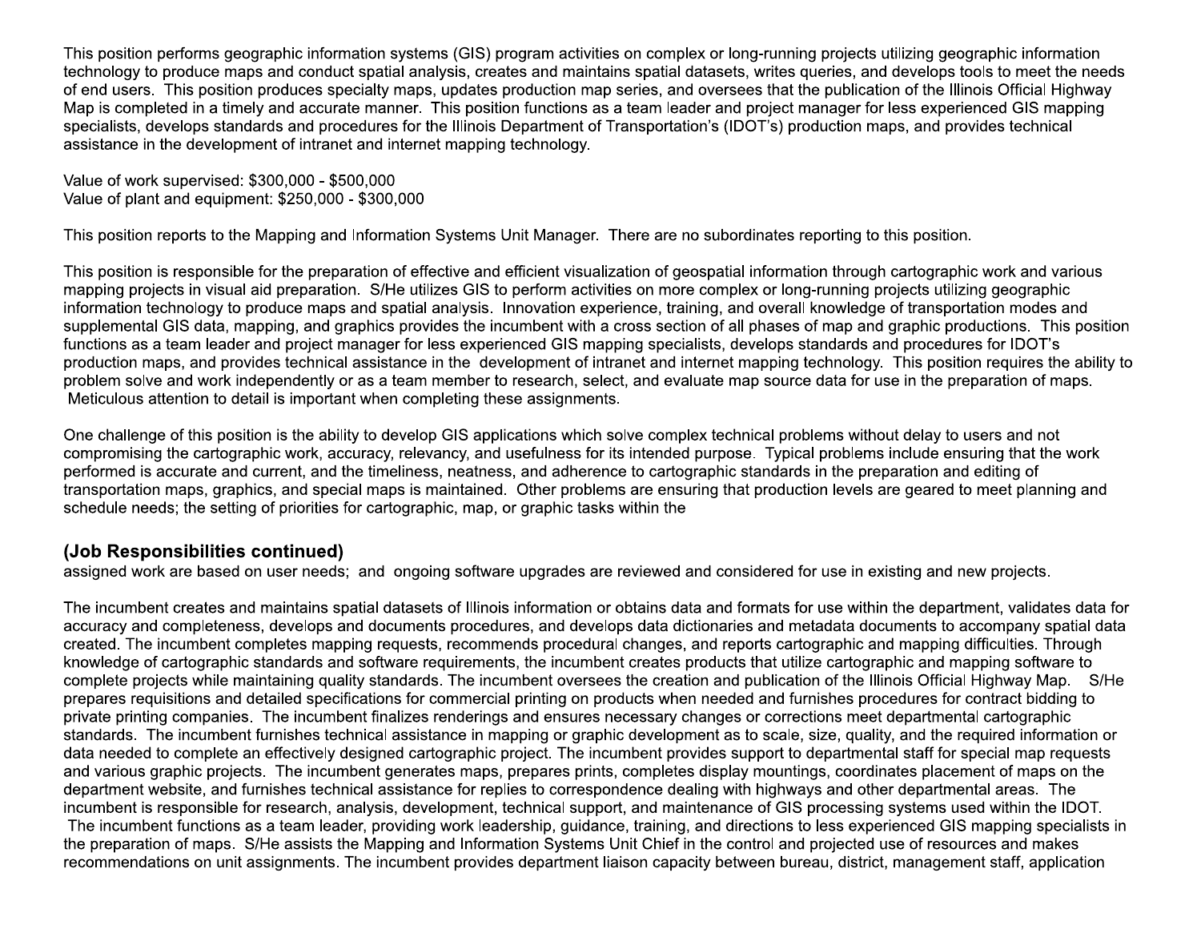This position performs geographic information systems (GIS) program activities on complex or long-running projects utilizing geographic information technology to produce maps and conduct spatial analysis, creates and maintains spatial datasets, writes queries, and develops tools to meet the needs of end users. This position produces specialty maps, updates production map series, and oversees that the publication of the Illinois Official Highway Map is completed in a timely and accurate manner. This position functions as a team leader and project manager for less experienced GIS mapping specialists, develops standards and procedures for the Illinois Department of Transportation's (IDOT's) production maps, and provides technical assistance in the development of intranet and internet mapping technology.

Value of work supervised: $300,000 - $500,000
Value of plant and equipment: $250,000 - $300,000

This position reports to the Mapping and Information Systems Unit Manager. There are no subordinates reporting to this position.

This position is responsible for the preparation of effective and efficient visualization of geospatial information through cartographic work and various mapping projects in visual aid preparation. S/He utilizes GIS to perform activities on more complex or long-running projects utilizing geographic information technology to produce maps and spatial analysis. Innovation experience, training, and overall knowledge of transportation modes and supplemental GIS data, mapping, and graphics provides the incumbent with a cross section of all phases of map and graphic productions. This position functions as a team leader and project manager for less experienced GIS mapping specialists, develops standards and procedures for IDOT's production maps, and provides technical assistance in the development of intranet and internet mapping technology. This position requires the ability to problem solve and work independently or as a team member to research, select, and evaluate map source data for use in the preparation of maps. Meticulous attention to detail is important when completing these assignments.

One challenge of this position is the ability to develop GIS applications which solve complex technical problems without delay to users and not compromising the cartographic work, accuracy, relevancy, and usefulness for its intended purpose. Typical problems include ensuring that the work performed is accurate and current, and the timeliness, neatness, and adherence to cartographic standards in the preparation and editing of transportation maps, graphics, and special maps is maintained. Other problems are ensuring that production levels are geared to meet planning and schedule needs; the setting of priorities for cartographic, map, or graphic tasks within the

### (Job Responsibilities continued)

assigned work are based on user needs; and ongoing software upgrades are reviewed and considered for use in existing and new projects.

The incumbent creates and maintains spatial datasets of Illinois information or obtains data and formats for use within the department, validates data for accuracy and completeness, develops and documents procedures, and develops data dictionaries and metadata documents to accompany spatial data created. The incumbent completes mapping requests, recommends procedural changes, and reports cartographic and mapping difficulties. Through knowledge of cartographic standards and software requirements, the incumbent creates products that utilize cartographic and mapping software to complete projects while maintaining quality standards. The incumbent oversees the creation and publication of the Illinois Official Highway Map. S/He prepares requisitions and detailed specifications for commercial printing on products when needed and furnishes procedures for contract bidding to private printing companies. The incumbent finalizes renderings and ensures necessary changes or corrections meet departmental cartographic standards. The incumbent furnishes technical assistance in mapping or graphic development as to scale, size, quality, and the required information or data needed to complete an effectively designed cartographic project. The incumbent provides support to departmental staff for special map requests and various graphic projects. The incumbent generates maps, prepares prints, completes display mountings, coordinates placement of maps on the department website, and furnishes technical assistance for replies to correspondence dealing with highways and other departmental areas. The incumbent is responsible for research, analysis, development, technical support, and maintenance of GIS processing systems used within the IDOT. The incumbent functions as a team leader, providing work leadership, guidance, training, and directions to less experienced GIS mapping specialists in the preparation of maps. S/He assists the Mapping and Information Systems Unit Chief in the control and projected use of resources and makes recommendations on unit assignments. The incumbent provides department liaison capacity between bureau, district, management staff, application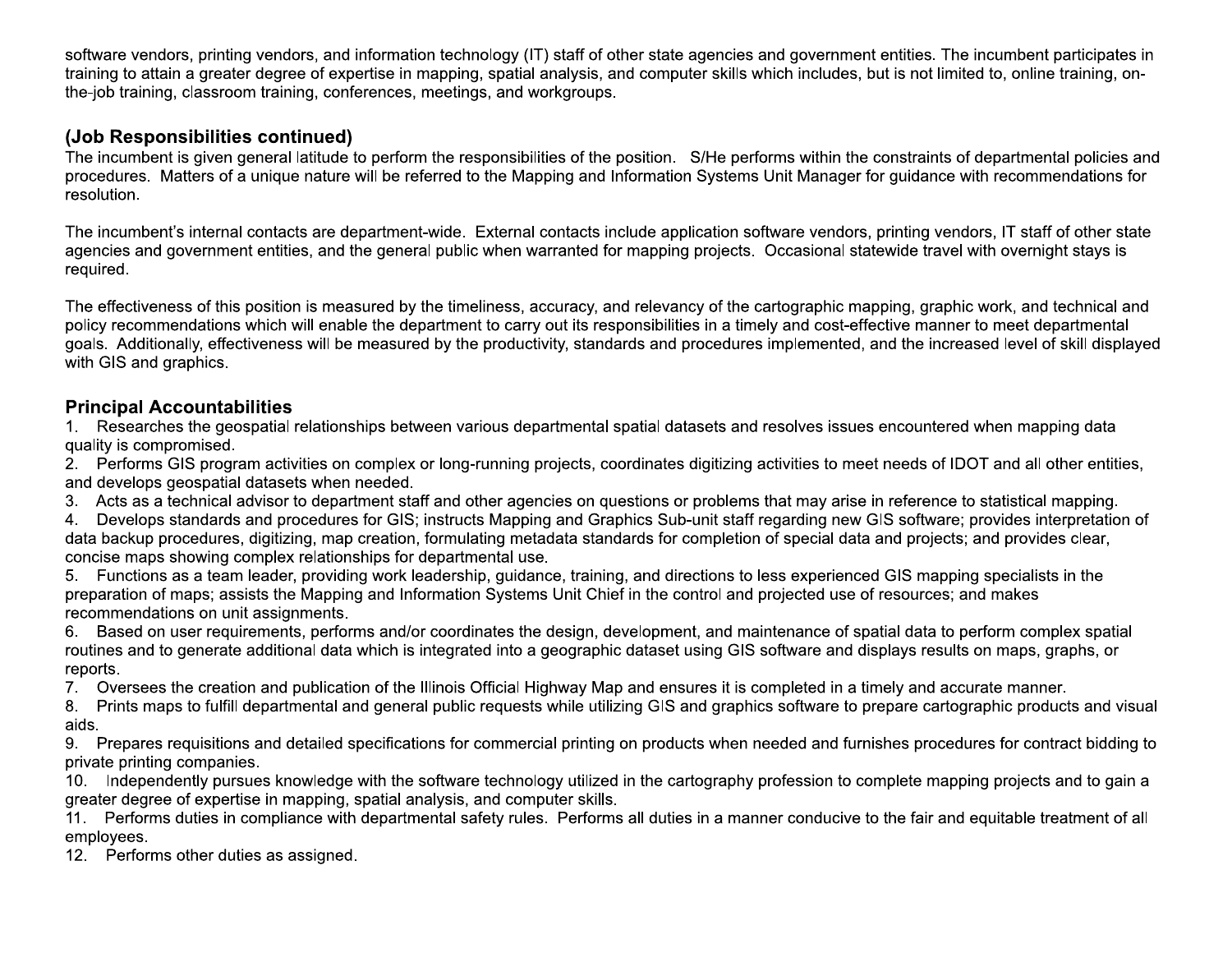software vendors, printing vendors, and information technology (IT) staff of other state agencies and government entities. The incumbent participates in training to attain a greater degree of expertise in mapping, spatial analysis, and computer skills which includes, but is not limited to, online training, on-the-job training, classroom training, conferences, meetings, and workgroups.

## (Job Responsibilities continued)

The incumbent is given general latitude to perform the responsibilities of the position. S/He performs within the constraints of departmental policies and procedures. Matters of a unique nature will be referred to the Mapping and Information Systems Unit Manager for guidance with recommendations for resolution.

The incumbent's internal contacts are department-wide. External contacts include application software vendors, printing vendors, IT staff of other state agencies and government entities, and the general public when warranted for mapping projects. Occasional statewide travel with overnight stays is required.

The effectiveness of this position is measured by the timeliness, accuracy, and relevancy of the cartographic mapping, graphic work, and technical and policy recommendations which will enable the department to carry out its responsibilities in a timely and cost-effective manner to meet departmental goals. Additionally, effectiveness will be measured by the productivity, standards and procedures implemented, and the increased level of skill displayed with GIS and graphics.

## Principal Accountabilities

1. Researches the geospatial relationships between various departmental spatial datasets and resolves issues encountered when mapping data quality is compromised.
2. Performs GIS program activities on complex or long-running projects, coordinates digitizing activities to meet needs of IDOT and all other entities, and develops geospatial datasets when needed.
3. Acts as a technical advisor to department staff and other agencies on questions or problems that may arise in reference to statistical mapping.
4. Develops standards and procedures for GIS; instructs Mapping and Graphics Sub-unit staff regarding new GIS software; provides interpretation of data backup procedures, digitizing, map creation, formulating metadata standards for completion of special data and projects; and provides clear, concise maps showing complex relationships for departmental use.
5. Functions as a team leader, providing work leadership, guidance, training, and directions to less experienced GIS mapping specialists in the preparation of maps; assists the Mapping and Information Systems Unit Chief in the control and projected use of resources; and makes recommendations on unit assignments.
6. Based on user requirements, performs and/or coordinates the design, development, and maintenance of spatial data to perform complex spatial routines and to generate additional data which is integrated into a geographic dataset using GIS software and displays results on maps, graphs, or reports.
7. Oversees the creation and publication of the Illinois Official Highway Map and ensures it is completed in a timely and accurate manner.
8. Prints maps to fulfill departmental and general public requests while utilizing GIS and graphics software to prepare cartographic products and visual aids.
9. Prepares requisitions and detailed specifications for commercial printing on products when needed and furnishes procedures for contract bidding to private printing companies.
10. Independently pursues knowledge with the software technology utilized in the cartography profession to complete mapping projects and to gain a greater degree of expertise in mapping, spatial analysis, and computer skills.
11. Performs duties in compliance with departmental safety rules. Performs all duties in a manner conducive to the fair and equitable treatment of all employees.
12. Performs other duties as assigned.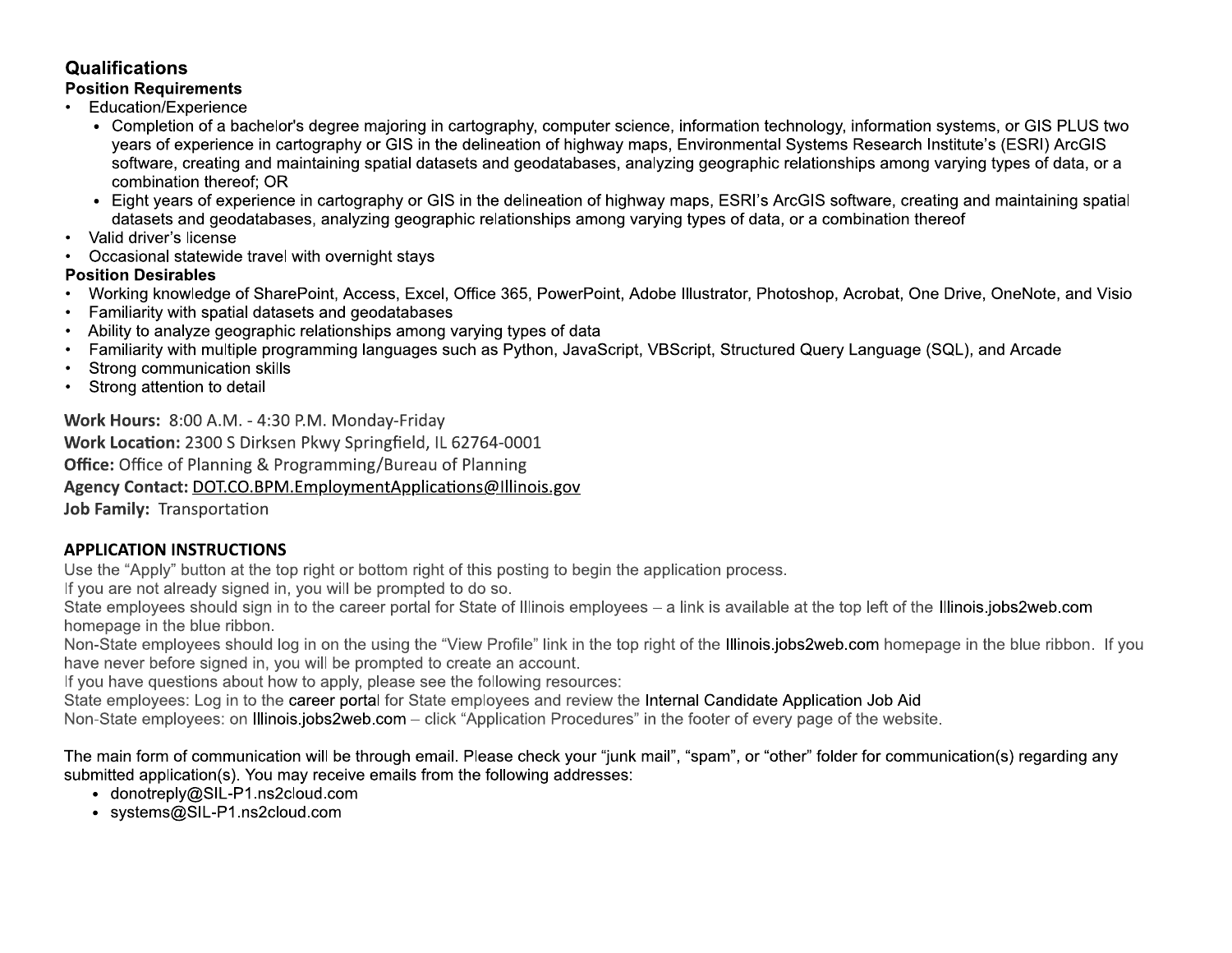## Qualifications

### Position Requirements

- Education/Experience
  - Completion of a bachelor's degree majoring in cartography, computer science, information technology, information systems, or GIS PLUS two years of experience in cartography or GIS in the delineation of highway maps, Environmental Systems Research Institute's (ESRI) ArcGIS software, creating and maintaining spatial datasets and geodatabases, analyzing geographic relationships among varying types of data, or a combination thereof; OR
  - Eight years of experience in cartography or GIS in the delineation of highway maps, ESRI's ArcGIS software, creating and maintaining spatial datasets and geodatabases, analyzing geographic relationships among varying types of data, or a combination thereof
- Valid driver's license
- Occasional statewide travel with overnight stays

### Position Desirables

- Working knowledge of SharePoint, Access, Excel, Office 365, PowerPoint, Adobe Illustrator, Photoshop, Acrobat, One Drive, OneNote, and Visio
- Familiarity with spatial datasets and geodatabases
- Ability to analyze geographic relationships among varying types of data
- Familiarity with multiple programming languages such as Python, JavaScript, VBScript, Structured Query Language (SQL), and Arcade
- Strong communication skills
- Strong attention to detail

**Work Hours:** 8:00 A.M. - 4:30 P.M. Monday-Friday
**Work Location:** 2300 S Dirksen Pkwy Springfield, IL 62764-0001
**Office:** Office of Planning & Programming/Bureau of Planning
**Agency Contact:** DOT.CO.BPM.EmploymentApplications@Illinois.gov
**Job Family:** Transportation

## APPLICATION INSTRUCTIONS

Use the "Apply" button at the top right or bottom right of this posting to begin the application process.
If you are not already signed in, you will be prompted to do so.
State employees should sign in to the career portal for State of Illinois employees – a link is available at the top left of the Illinois.jobs2web.com homepage in the blue ribbon.
Non-State employees should log in on the using the "View Profile" link in the top right of the Illinois.jobs2web.com homepage in the blue ribbon. If you have never before signed in, you will be prompted to create an account.
If you have questions about how to apply, please see the following resources:
State employees: Log in to the career portal for State employees and review the Internal Candidate Application Job Aid
Non-State employees: on Illinois.jobs2web.com – click "Application Procedures" in the footer of every page of the website.

The main form of communication will be through email. Please check your "junk mail", "spam", or "other" folder for communication(s) regarding any submitted application(s). You may receive emails from the following addresses:

- donotreply@SIL-P1.ns2cloud.com
- systems@SIL-P1.ns2cloud.com